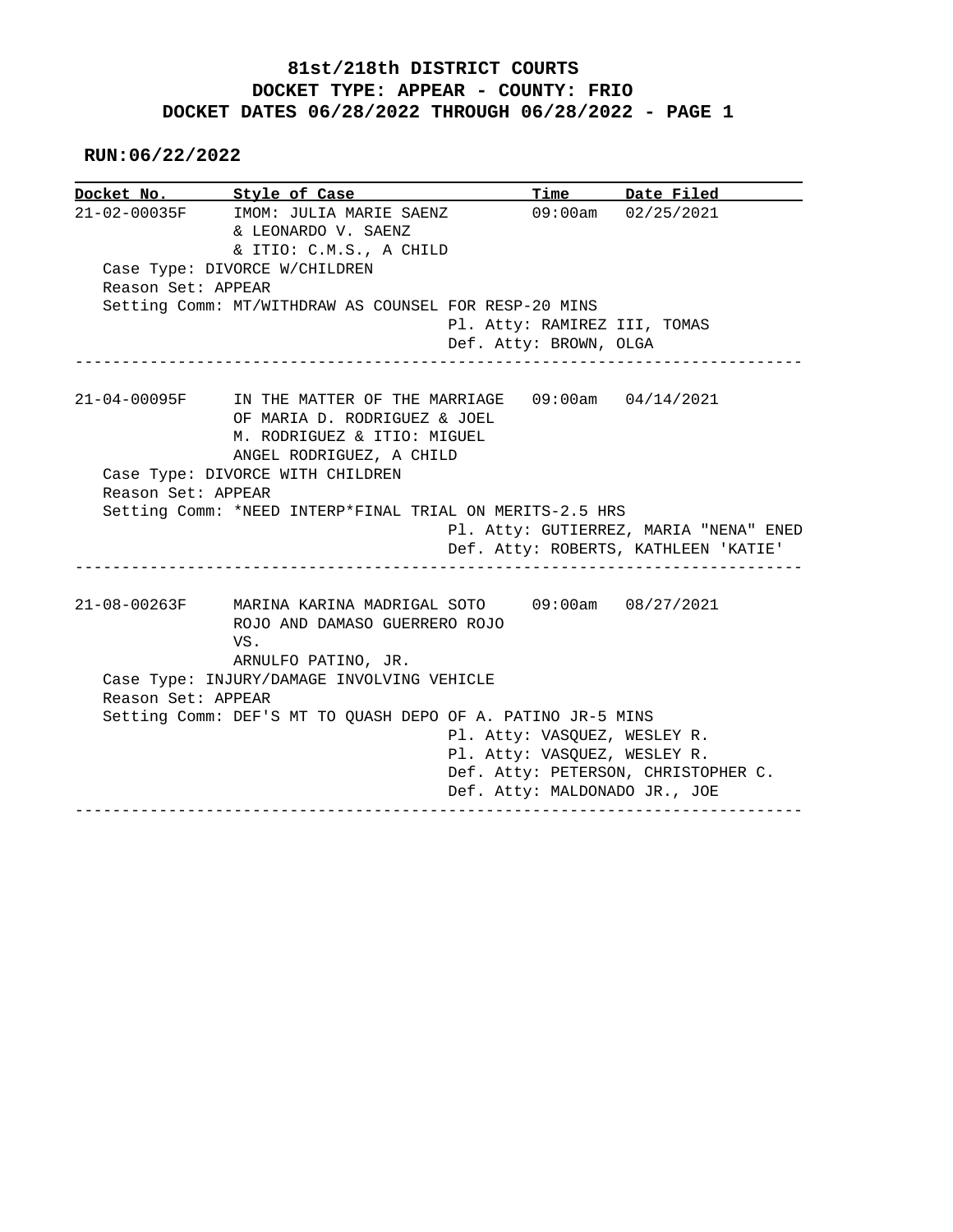# 81st/218th DISTRICT COURTS
## DOCKET TYPE: APPEAR - COUNTY: FRIO
## DOCKET DATES 06/28/2022 THROUGH 06/28/2022 - PAGE 1

**RUN:06/22/2022**

| Docket No. | Style of Case | Time | Date Filed |
|---|---|---|---|
| 21-02-00035F | IMOM: JULIA MARIE SAENZ & LEONARDO V. SAENZ & ITIO: C.M.S., A CHILD | 09:00am | 02/25/2021 |

Case Type: DIVORCE W/CHILDREN
Reason Set: APPEAR
Setting Comm: MT/WITHDRAW AS COUNSEL FOR RESP-20 MINS
Pl. Atty: RAMIREZ III, TOMAS
Def. Atty: BROWN, OLGA

---

| Docket No. | Style of Case | Time | Date Filed |
|---|---|---|---|
| 21-04-00095F | IN THE MATTER OF THE MARRIAGE OF MARIA D. RODRIGUEZ & JOEL M. RODRIGUEZ & ITIO: MIGUEL ANGEL RODRIGUEZ, A CHILD | 09:00am | 04/14/2021 |

Case Type: DIVORCE WITH CHILDREN
Reason Set: APPEAR
Setting Comm: *NEED INTERP*FINAL TRIAL ON MERITS-2.5 HRS
Pl. Atty: GUTIERREZ, MARIA "NENA" ENED
Def. Atty: ROBERTS, KATHLEEN 'KATIE'

---

| Docket No. | Style of Case | Time | Date Filed |
|---|---|---|---|
| 21-08-00263F | MARINA KARINA MADRIGAL SOTO ROJO AND DAMASO GUERRERO ROJO VS. ARNULFO PATINO, JR. | 09:00am | 08/27/2021 |

Case Type: INJURY/DAMAGE INVOLVING VEHICLE
Reason Set: APPEAR
Setting Comm: DEF'S MT TO QUASH DEPO OF A. PATINO JR-5 MINS
Pl. Atty: VASQUEZ, WESLEY R.
Pl. Atty: VASQUEZ, WESLEY R.
Def. Atty: PETERSON, CHRISTOPHER C.
Def. Atty: MALDONADO JR., JOE

---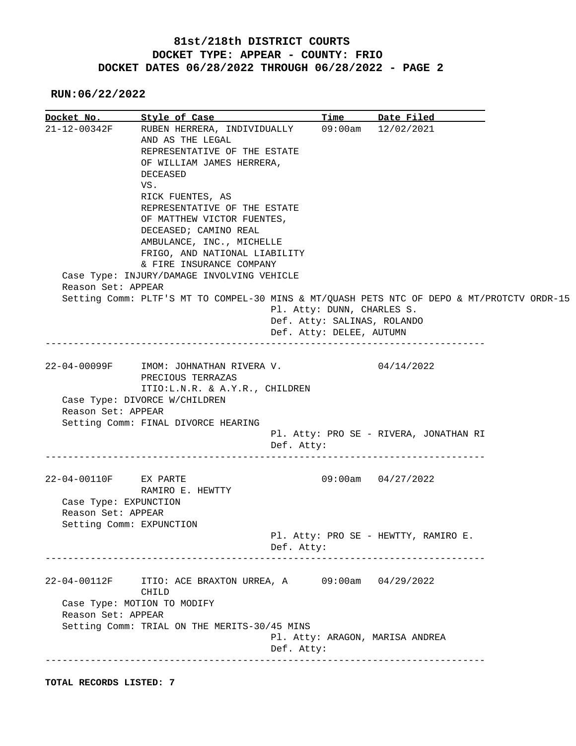**81st/218th DISTRICT COURTS**
**DOCKET TYPE: APPEAR - COUNTY: FRIO**
**DOCKET DATES 06/28/2022 THROUGH 06/28/2022 - PAGE 2**

**RUN:06/22/2022**

| Docket No. | Style of Case | Time | Date Filed |
|---|---|---|---|
| 21-12-00342F | RUBEN HERRERA, INDIVIDUALLY AND AS THE LEGAL REPRESENTATIVE OF THE ESTATE OF WILLIAM JAMES HERRERA, DECEASED VS. RICK FUENTES, AS REPRESENTATIVE OF THE ESTATE OF MATTHEW VICTOR FUENTES, DECEASED; CAMINO REAL AMBULANCE, INC., MICHELLE FRIGO, AND NATIONAL LIABILITY & FIRE INSURANCE COMPANY | 09:00am | 12/02/2021 |

Case Type: INJURY/DAMAGE INVOLVING VEHICLE
Reason Set: APPEAR
Setting Comm: PLTF'S MT TO COMPEL-30 MINS & MT/QUASH PETS NTC OF DEPO & MT/PROTCTV ORDR-15
Pl. Atty: DUNN, CHARLES S.
Def. Atty: SALINAS, ROLANDO
Def. Atty: DELEE, AUTUMN

---

| Docket No. | Style of Case | Time | Date Filed |
|---|---|---|---|
| 22-04-00099F | IMOM: JOHNATHAN RIVERA V. PRECIOUS TERRAZAS ITIO:L.N.R. & A.Y.R., CHILDREN | | 04/14/2022 |

Case Type: DIVORCE W/CHILDREN
Reason Set: APPEAR
Setting Comm: FINAL DIVORCE HEARING
Pl. Atty: PRO SE - RIVERA, JONATHAN RI
Def. Atty:

---

| Docket No. | Style of Case | Time | Date Filed |
|---|---|---|---|
| 22-04-00110F | EX PARTE RAMIRO E. HEWTTY | 09:00am | 04/27/2022 |

Case Type: EXPUNCTION
Reason Set: APPEAR
Setting Comm: EXPUNCTION
Pl. Atty: PRO SE - HEWTTY, RAMIRO E.
Def. Atty:

---

| Docket No. | Style of Case | Time | Date Filed |
|---|---|---|---|
| 22-04-00112F | ITIO: ACE BRAXTON URREA, A CHILD | 09:00am | 04/29/2022 |

Case Type: MOTION TO MODIFY
Reason Set: APPEAR
Setting Comm: TRIAL ON THE MERITS-30/45 MINS
Pl. Atty: ARAGON, MARISA ANDREA
Def. Atty:

---

**TOTAL RECORDS LISTED: 7**